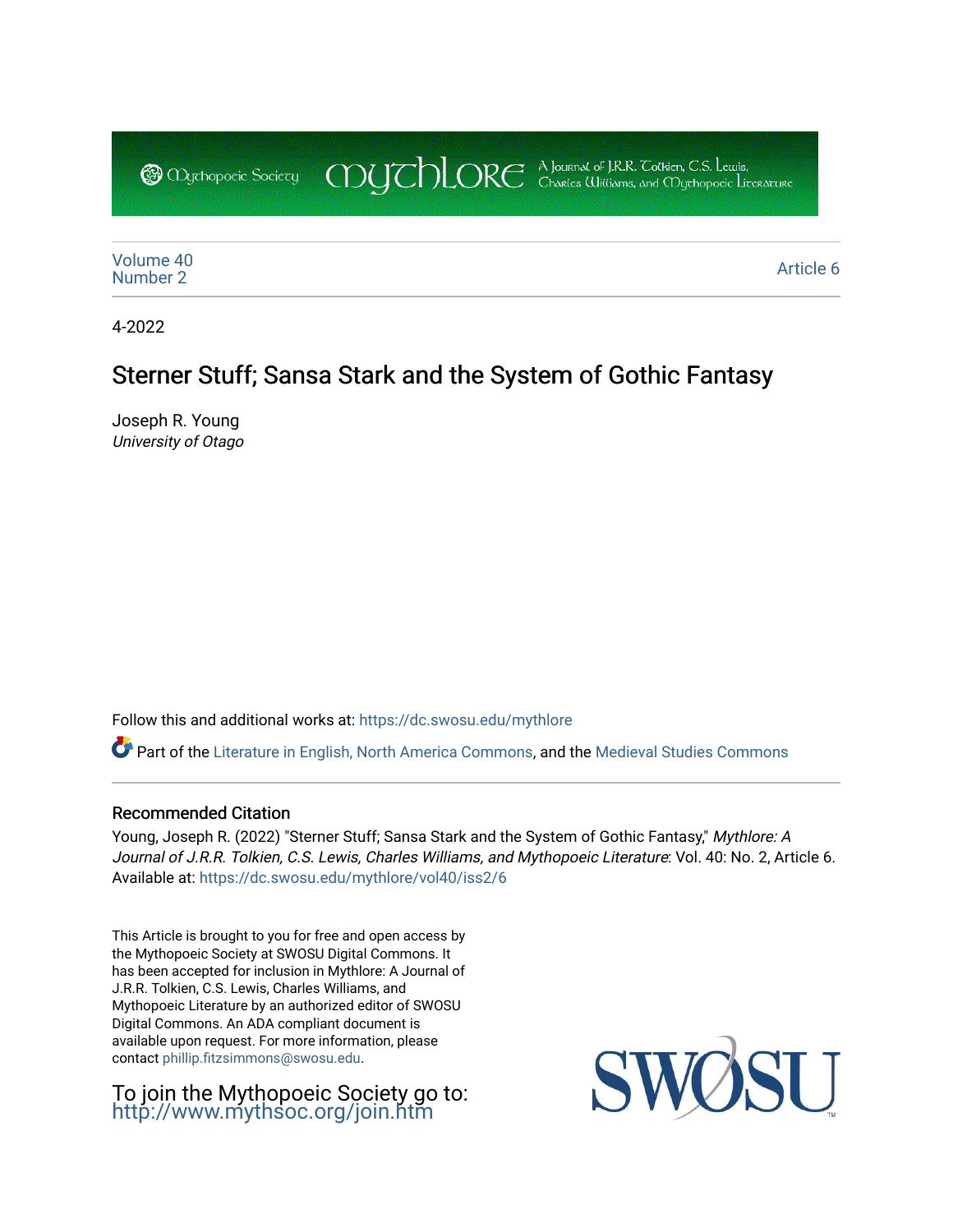Mythopoeic Society **Mythlore** A Journal of J.R.R. Tolkien, C.S. Lewis, Charles Williams, and Mythopoeic Literature

Volume 40
Number 2

Article 6

4-2022

# Sterner Stuff; Sansa Stark and the System of Gothic Fantasy

Joseph R. Young
*University of Otago*

Follow this and additional works at: https://dc.swosu.edu/mythlore

Part of the Literature in English, North America Commons, and the Medieval Studies Commons

### Recommended Citation

Young, Joseph R. (2022) "Sterner Stuff; Sansa Stark and the System of Gothic Fantasy," *Mythlore: A Journal of J.R.R. Tolkien, C.S. Lewis, Charles Williams, and Mythopoeic Literature*: Vol. 40: No. 2, Article 6. Available at: https://dc.swosu.edu/mythlore/vol40/iss2/6

This Article is brought to you for free and open access by the Mythopoeic Society at SWOSU Digital Commons. It has been accepted for inclusion in Mythlore: A Journal of J.R.R. Tolkien, C.S. Lewis, Charles Williams, and Mythopoeic Literature by an authorized editor of SWOSU Digital Commons. An ADA compliant document is available upon request. For more information, please contact phillip.fitzsimmons@swosu.edu.

To join the Mythopoeic Society go to: http://www.mythsoc.org/join.htm

SWOSU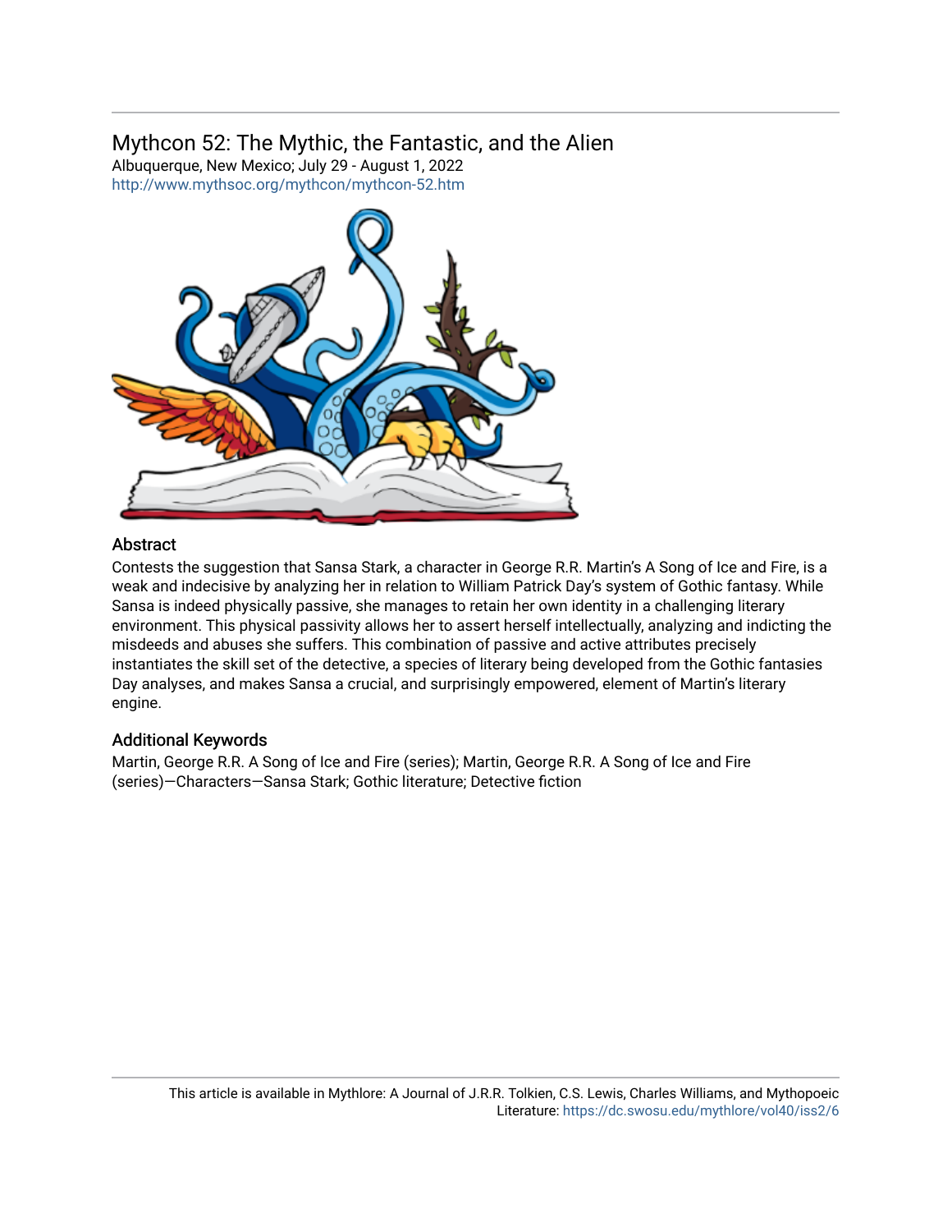# Mythcon 52: The Mythic, the Fantastic, and the Alien

Albuquerque, New Mexico; July 29 - August 1, 2022

http://www.mythsoc.org/mythcon/mythcon-52.htm

## Abstract

Contests the suggestion that Sansa Stark, a character in George R.R. Martin's A Song of Ice and Fire, is a weak and indecisive by analyzing her in relation to William Patrick Day's system of Gothic fantasy. While Sansa is indeed physically passive, she manages to retain her own identity in a challenging literary environment. This physical passivity allows her to assert herself intellectually, analyzing and indicting the misdeeds and abuses she suffers. This combination of passive and active attributes precisely instantiates the skill set of the detective, a species of literary being developed from the Gothic fantasies Day analyses, and makes Sansa a crucial, and surprisingly empowered, element of Martin's literary engine.

## Additional Keywords

Martin, George R.R. A Song of Ice and Fire (series); Martin, George R.R. A Song of Ice and Fire (series)—Characters—Sansa Stark; Gothic literature; Detective fiction

This article is available in Mythlore: A Journal of J.R.R. Tolkien, C.S. Lewis, Charles Williams, and Mythopoeic Literature: https://dc.swosu.edu/mythlore/vol40/iss2/6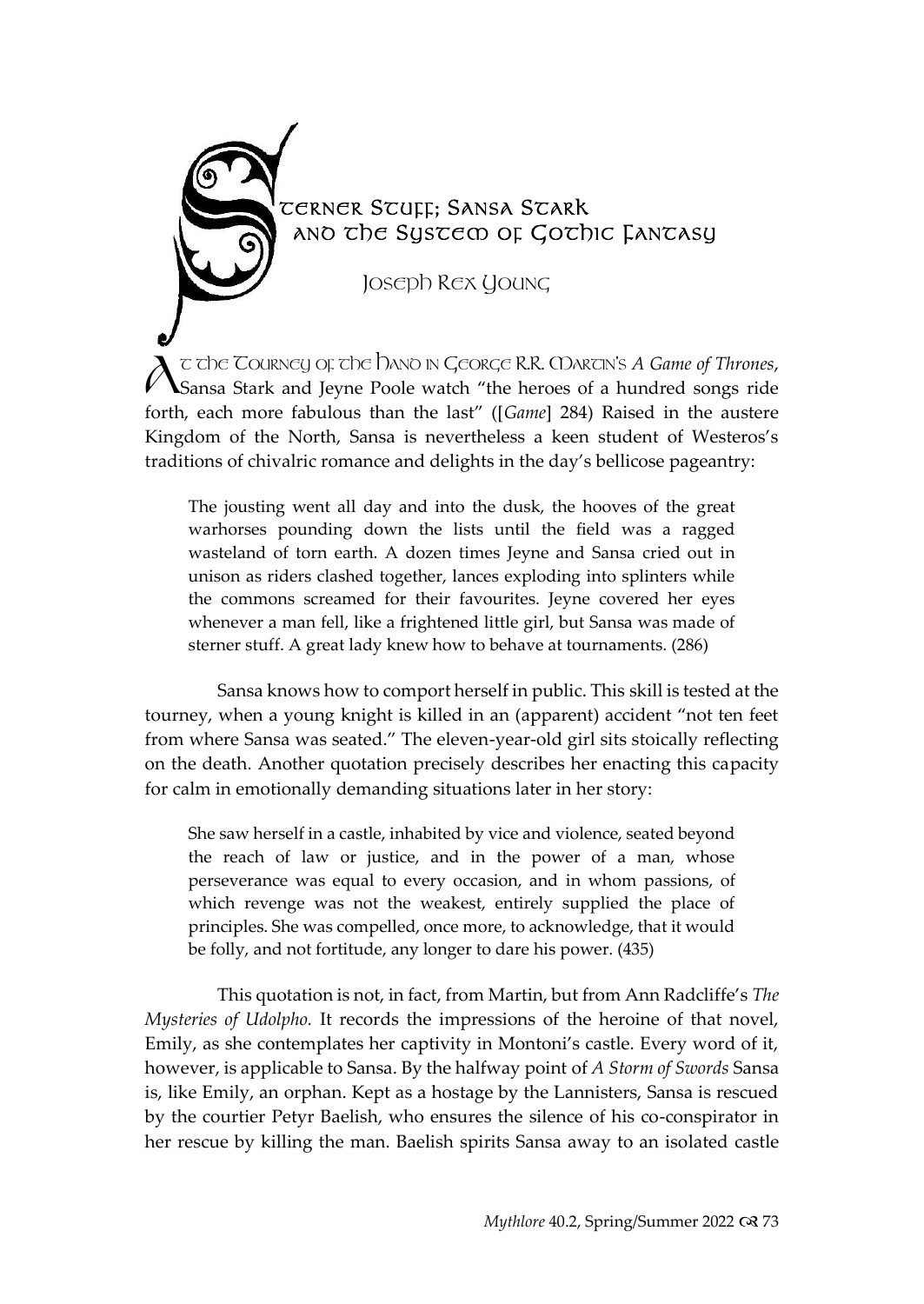# Sterner Stuff: Sansa Stark and the System of Gothic Fantasy

Joseph Rex Young

At the Tourney of the Hand in George R.R. Martin's *A Game of Thrones*, Sansa Stark and Jeyne Poole watch "the heroes of a hundred songs ride forth, each more fabulous than the last" ([*Game*] 284) Raised in the austere Kingdom of the North, Sansa is nevertheless a keen student of Westeros's traditions of chivalric romance and delights in the day's bellicose pageantry:

> The jousting went all day and into the dusk, the hooves of the great warhorses pounding down the lists until the field was a ragged wasteland of torn earth. A dozen times Jeyne and Sansa cried out in unison as riders clashed together, lances exploding into splinters while the commons screamed for their favourites. Jeyne covered her eyes whenever a man fell, like a frightened little girl, but Sansa was made of sterner stuff. A great lady knew how to behave at tournaments. (286)

Sansa knows how to comport herself in public. This skill is tested at the tourney, when a young knight is killed in an (apparent) accident "not ten feet from where Sansa was seated." The eleven-year-old girl sits stoically reflecting on the death. Another quotation precisely describes her enacting this capacity for calm in emotionally demanding situations later in her story:

> She saw herself in a castle, inhabited by vice and violence, seated beyond the reach of law or justice, and in the power of a man, whose perseverance was equal to every occasion, and in whom passions, of which revenge was not the weakest, entirely supplied the place of principles. She was compelled, once more, to acknowledge, that it would be folly, and not fortitude, any longer to dare his power. (435)

This quotation is not, in fact, from Martin, but from Ann Radcliffe's *The Mysteries of Udolpho.* It records the impressions of the heroine of that novel, Emily, as she contemplates her captivity in Montoni's castle. Every word of it, however, is applicable to Sansa. By the halfway point of *A Storm of Swords* Sansa is, like Emily, an orphan. Kept as a hostage by the Lannisters, Sansa is rescued by the courtier Petyr Baelish, who ensures the silence of his co-conspirator in her rescue by killing the man. Baelish spirits Sansa away to an isolated castle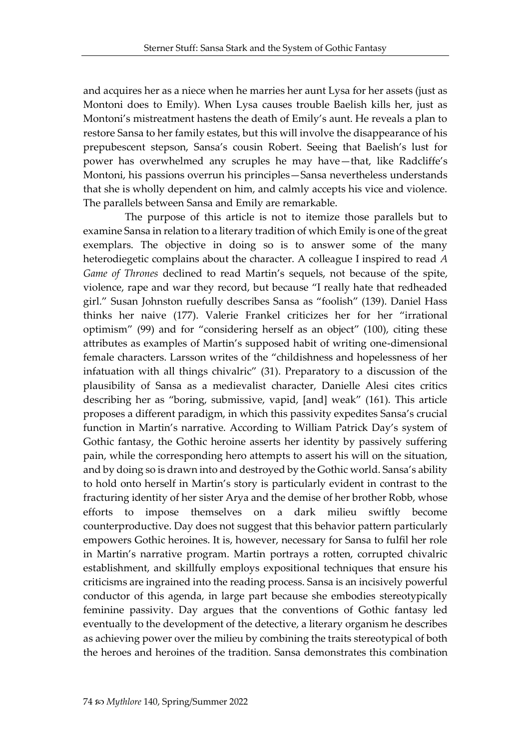and acquires her as a niece when he marries her aunt Lysa for her assets (just as Montoni does to Emily). When Lysa causes trouble Baelish kills her, just as Montoni's mistreatment hastens the death of Emily's aunt. He reveals a plan to restore Sansa to her family estates, but this will involve the disappearance of his prepubescent stepson, Sansa's cousin Robert. Seeing that Baelish's lust for power has overwhelmed any scruples he may have—that, like Radcliffe's Montoni, his passions overrun his principles—Sansa nevertheless understands that she is wholly dependent on him, and calmly accepts his vice and violence. The parallels between Sansa and Emily are remarkable.

The purpose of this article is not to itemize those parallels but to examine Sansa in relation to a literary tradition of which Emily is one of the great exemplars. The objective in doing so is to answer some of the many heterodiegetic complains about the character. A colleague I inspired to read *A Game of Thrones* declined to read Martin's sequels, not because of the spite, violence, rape and war they record, but because "I really hate that redheaded girl." Susan Johnston ruefully describes Sansa as "foolish" (139). Daniel Hass thinks her naive (177). Valerie Frankel criticizes her for her "irrational optimism" (99) and for "considering herself as an object" (100), citing these attributes as examples of Martin's supposed habit of writing one-dimensional female characters. Larsson writes of the "childishness and hopelessness of her infatuation with all things chivalric" (31). Preparatory to a discussion of the plausibility of Sansa as a medievalist character, Danielle Alesi cites critics describing her as "boring, submissive, vapid, [and] weak" (161). This article proposes a different paradigm, in which this passivity expedites Sansa's crucial function in Martin's narrative. According to William Patrick Day's system of Gothic fantasy, the Gothic heroine asserts her identity by passively suffering pain, while the corresponding hero attempts to assert his will on the situation, and by doing so is drawn into and destroyed by the Gothic world. Sansa's ability to hold onto herself in Martin's story is particularly evident in contrast to the fracturing identity of her sister Arya and the demise of her brother Robb, whose efforts to impose themselves on a dark milieu swiftly become counterproductive. Day does not suggest that this behavior pattern particularly empowers Gothic heroines. It is, however, necessary for Sansa to fulfil her role in Martin's narrative program. Martin portrays a rotten, corrupted chivalric establishment, and skillfully employs expositional techniques that ensure his criticisms are ingrained into the reading process. Sansa is an incisively powerful conductor of this agenda, in large part because she embodies stereotypically feminine passivity. Day argues that the conventions of Gothic fantasy led eventually to the development of the detective, a literary organism he describes as achieving power over the milieu by combining the traits stereotypical of both the heroes and heroines of the tradition. Sansa demonstrates this combination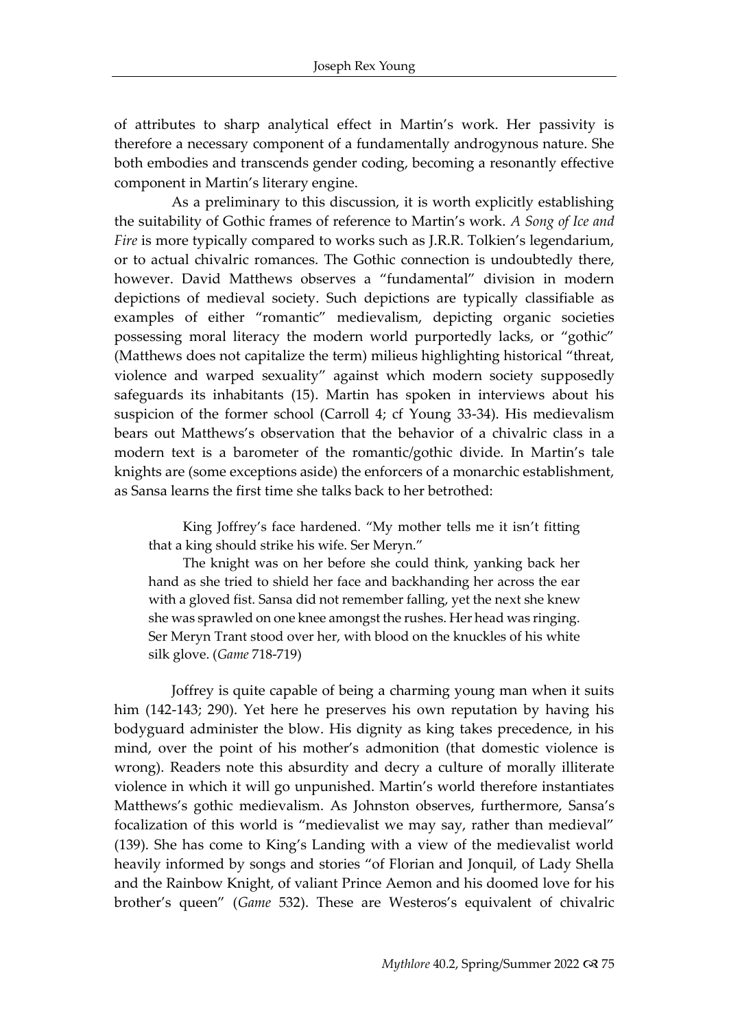of attributes to sharp analytical effect in Martin's work. Her passivity is therefore a necessary component of a fundamentally androgynous nature. She both embodies and transcends gender coding, becoming a resonantly effective component in Martin's literary engine.

As a preliminary to this discussion, it is worth explicitly establishing the suitability of Gothic frames of reference to Martin's work. *A Song of Ice and Fire* is more typically compared to works such as J.R.R. Tolkien's legendarium, or to actual chivalric romances. The Gothic connection is undoubtedly there, however. David Matthews observes a "fundamental" division in modern depictions of medieval society. Such depictions are typically classifiable as examples of either "romantic" medievalism, depicting organic societies possessing moral literacy the modern world purportedly lacks, or "gothic" (Matthews does not capitalize the term) milieus highlighting historical "threat, violence and warped sexuality" against which modern society supposedly safeguards its inhabitants (15). Martin has spoken in interviews about his suspicion of the former school (Carroll 4; cf Young 33-34). His medievalism bears out Matthews's observation that the behavior of a chivalric class in a modern text is a barometer of the romantic/gothic divide. In Martin's tale knights are (some exceptions aside) the enforcers of a monarchic establishment, as Sansa learns the first time she talks back to her betrothed:

> King Joffrey's face hardened. "My mother tells me it isn't fitting that a king should strike his wife. Ser Meryn."
>
> The knight was on her before she could think, yanking back her hand as she tried to shield her face and backhanding her across the ear with a gloved fist. Sansa did not remember falling, yet the next she knew she was sprawled on one knee amongst the rushes. Her head was ringing. Ser Meryn Trant stood over her, with blood on the knuckles of his white silk glove. (*Game* 718-719)

Joffrey is quite capable of being a charming young man when it suits him (142-143; 290). Yet here he preserves his own reputation by having his bodyguard administer the blow. His dignity as king takes precedence, in his mind, over the point of his mother's admonition (that domestic violence is wrong). Readers note this absurdity and decry a culture of morally illiterate violence in which it will go unpunished. Martin's world therefore instantiates Matthews's gothic medievalism. As Johnston observes, furthermore, Sansa's focalization of this world is "medievalist we may say, rather than medieval" (139). She has come to King's Landing with a view of the medievalist world heavily informed by songs and stories "of Florian and Jonquil, of Lady Shella and the Rainbow Knight, of valiant Prince Aemon and his doomed love for his brother's queen" (*Game* 532). These are Westeros's equivalent of chivalric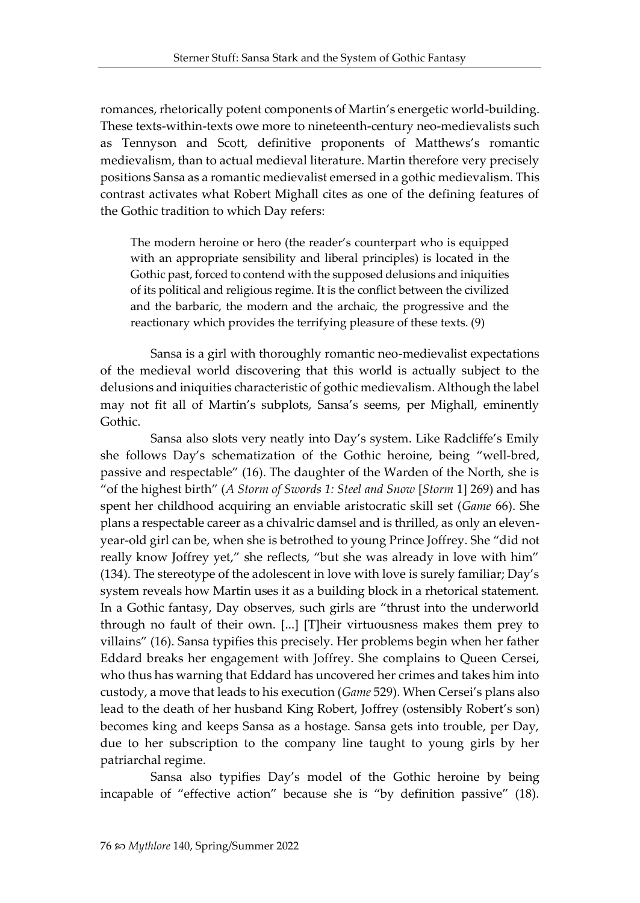romances, rhetorically potent components of Martin's energetic world-building. These texts-within-texts owe more to nineteenth-century neo-medievalists such as Tennyson and Scott, definitive proponents of Matthews's romantic medievalism, than to actual medieval literature. Martin therefore very precisely positions Sansa as a romantic medievalist emersed in a gothic medievalism. This contrast activates what Robert Mighall cites as one of the defining features of the Gothic tradition to which Day refers:

> The modern heroine or hero (the reader's counterpart who is equipped with an appropriate sensibility and liberal principles) is located in the Gothic past, forced to contend with the supposed delusions and iniquities of its political and religious regime. It is the conflict between the civilized and the barbaric, the modern and the archaic, the progressive and the reactionary which provides the terrifying pleasure of these texts. (9)

Sansa is a girl with thoroughly romantic neo-medievalist expectations of the medieval world discovering that this world is actually subject to the delusions and iniquities characteristic of gothic medievalism. Although the label may not fit all of Martin's subplots, Sansa's seems, per Mighall, eminently Gothic.

Sansa also slots very neatly into Day's system. Like Radcliffe's Emily she follows Day's schematization of the Gothic heroine, being "well-bred, passive and respectable" (16). The daughter of the Warden of the North, she is "of the highest birth" (*A Storm of Swords 1: Steel and Snow* [*Storm* 1] 269) and has spent her childhood acquiring an enviable aristocratic skill set (*Game* 66). She plans a respectable career as a chivalric damsel and is thrilled, as only an eleven-year-old girl can be, when she is betrothed to young Prince Joffrey. She "did not really know Joffrey yet," she reflects, "but she was already in love with him" (134). The stereotype of the adolescent in love with love is surely familiar; Day's system reveals how Martin uses it as a building block in a rhetorical statement. In a Gothic fantasy, Day observes, such girls are "thrust into the underworld through no fault of their own. [...] [T]heir virtuousness makes them prey to villains" (16). Sansa typifies this precisely. Her problems begin when her father Eddard breaks her engagement with Joffrey. She complains to Queen Cersei, who thus has warning that Eddard has uncovered her crimes and takes him into custody, a move that leads to his execution (*Game* 529). When Cersei's plans also lead to the death of her husband King Robert, Joffrey (ostensibly Robert's son) becomes king and keeps Sansa as a hostage. Sansa gets into trouble, per Day, due to her subscription to the company line taught to young girls by her patriarchal regime.

Sansa also typifies Day's model of the Gothic heroine by being incapable of "effective action" because she is "by definition passive" (18).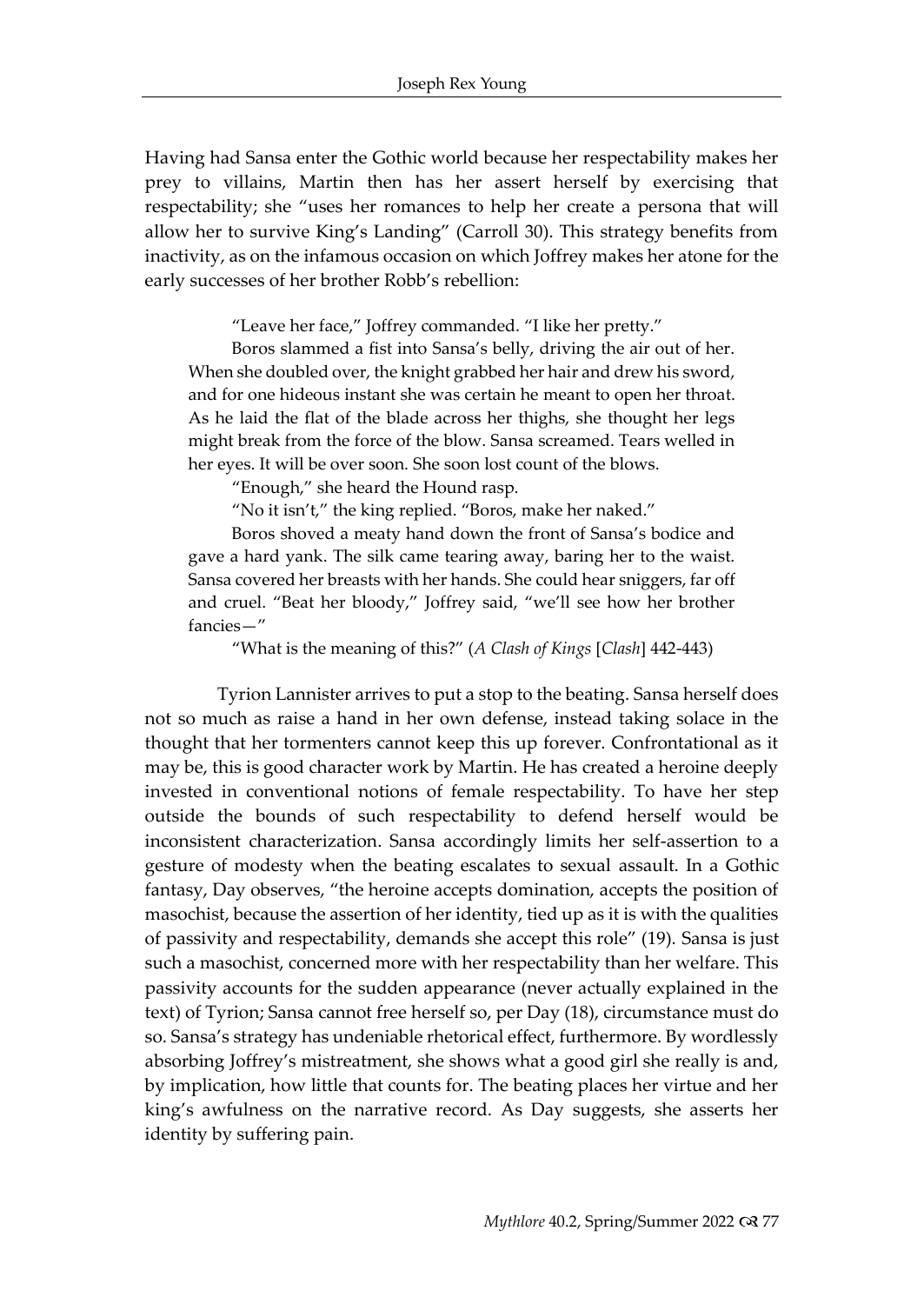Having had Sansa enter the Gothic world because her respectability makes her prey to villains, Martin then has her assert herself by exercising that respectability; she "uses her romances to help her create a persona that will allow her to survive King's Landing" (Carroll 30). This strategy benefits from inactivity, as on the infamous occasion on which Joffrey makes her atone for the early successes of her brother Robb's rebellion:

> "Leave her face," Joffrey commanded. "I like her pretty."
>
> Boros slammed a fist into Sansa's belly, driving the air out of her. When she doubled over, the knight grabbed her hair and drew his sword, and for one hideous instant she was certain he meant to open her throat. As he laid the flat of the blade across her thighs, she thought her legs might break from the force of the blow. Sansa screamed. Tears welled in her eyes. It will be over soon. She soon lost count of the blows.
>
> "Enough," she heard the Hound rasp.
>
> "No it isn't," the king replied. "Boros, make her naked."
>
> Boros shoved a meaty hand down the front of Sansa's bodice and gave a hard yank. The silk came tearing away, baring her to the waist. Sansa covered her breasts with her hands. She could hear sniggers, far off and cruel. "Beat her bloody," Joffrey said, "we'll see how her brother fancies—"
>
> "What is the meaning of this?" (*A Clash of Kings* [*Clash*] 442-443)

Tyrion Lannister arrives to put a stop to the beating. Sansa herself does not so much as raise a hand in her own defense, instead taking solace in the thought that her tormenters cannot keep this up forever. Confrontational as it may be, this is good character work by Martin. He has created a heroine deeply invested in conventional notions of female respectability. To have her step outside the bounds of such respectability to defend herself would be inconsistent characterization. Sansa accordingly limits her self-assertion to a gesture of modesty when the beating escalates to sexual assault. In a Gothic fantasy, Day observes, "the heroine accepts domination, accepts the position of masochist, because the assertion of her identity, tied up as it is with the qualities of passivity and respectability, demands she accept this role" (19). Sansa is just such a masochist, concerned more with her respectability than her welfare. This passivity accounts for the sudden appearance (never actually explained in the text) of Tyrion; Sansa cannot free herself so, per Day (18), circumstance must do so. Sansa's strategy has undeniable rhetorical effect, furthermore. By wordlessly absorbing Joffrey's mistreatment, she shows what a good girl she really is and, by implication, how little that counts for. The beating places her virtue and her king's awfulness on the narrative record. As Day suggests, she asserts her identity by suffering pain.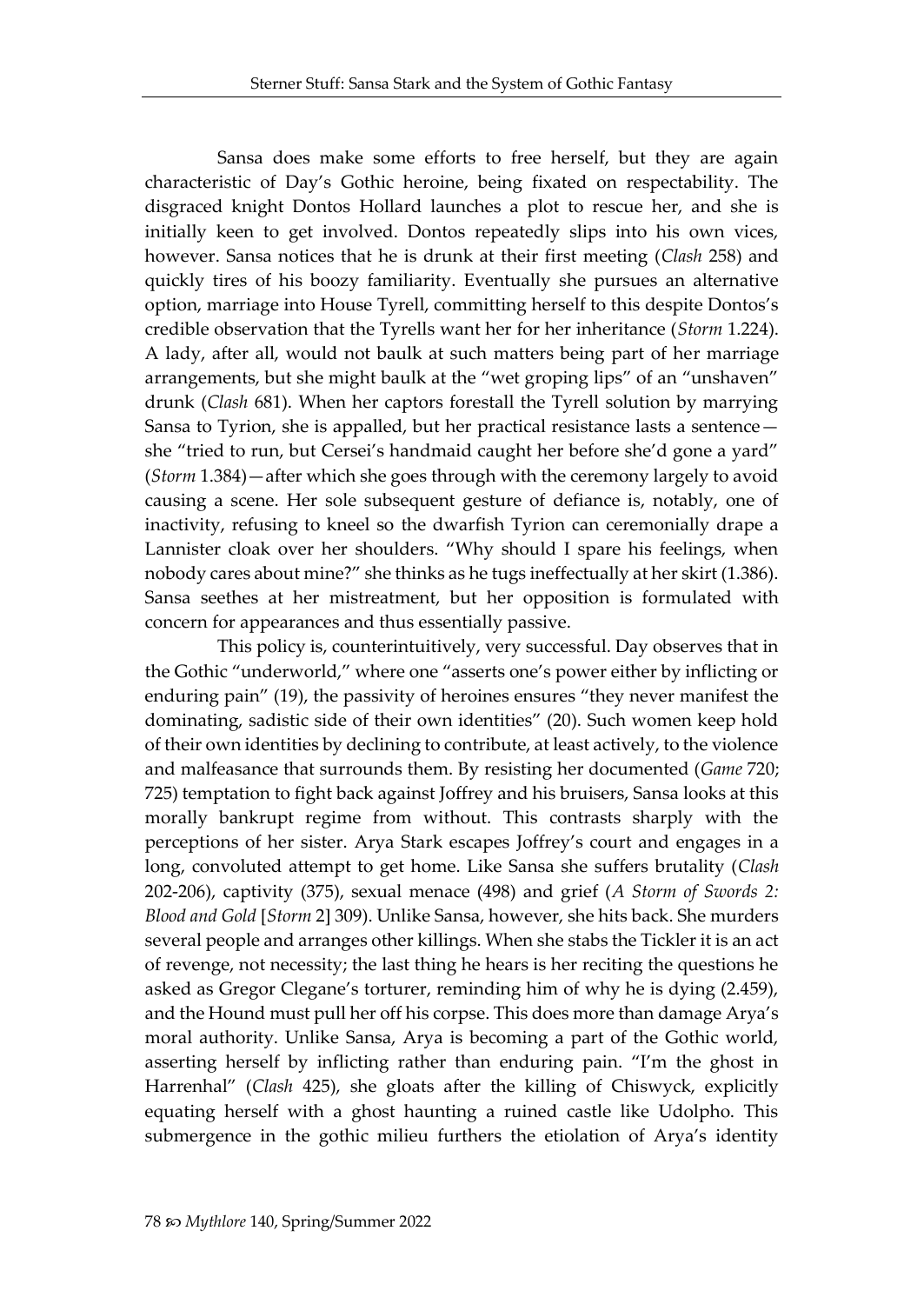Sansa does make some efforts to free herself, but they are again characteristic of Day's Gothic heroine, being fixated on respectability. The disgraced knight Dontos Hollard launches a plot to rescue her, and she is initially keen to get involved. Dontos repeatedly slips into his own vices, however. Sansa notices that he is drunk at their first meeting (*Clash* 258) and quickly tires of his boozy familiarity. Eventually she pursues an alternative option, marriage into House Tyrell, committing herself to this despite Dontos's credible observation that the Tyrells want her for her inheritance (*Storm* 1.224). A lady, after all, would not baulk at such matters being part of her marriage arrangements, but she might baulk at the "wet groping lips" of an "unshaven" drunk (*Clash* 681). When her captors forestall the Tyrell solution by marrying Sansa to Tyrion, she is appalled, but her practical resistance lasts a sentence—she "tried to run, but Cersei's handmaid caught her before she'd gone a yard" (*Storm* 1.384)—after which she goes through with the ceremony largely to avoid causing a scene. Her sole subsequent gesture of defiance is, notably, one of inactivity, refusing to kneel so the dwarfish Tyrion can ceremonially drape a Lannister cloak over her shoulders. "Why should I spare his feelings, when nobody cares about mine?" she thinks as he tugs ineffectually at her skirt (1.386). Sansa seethes at her mistreatment, but her opposition is formulated with concern for appearances and thus essentially passive.

This policy is, counterintuitively, very successful. Day observes that in the Gothic "underworld," where one "asserts one's power either by inflicting or enduring pain" (19), the passivity of heroines ensures "they never manifest the dominating, sadistic side of their own identities" (20). Such women keep hold of their own identities by declining to contribute, at least actively, to the violence and malfeasance that surrounds them. By resisting her documented (*Game* 720; 725) temptation to fight back against Joffrey and his bruisers, Sansa looks at this morally bankrupt regime from without. This contrasts sharply with the perceptions of her sister. Arya Stark escapes Joffrey's court and engages in a long, convoluted attempt to get home. Like Sansa she suffers brutality (*Clash* 202-206), captivity (375), sexual menace (498) and grief (*A Storm of Swords 2: Blood and Gold* [*Storm* 2] 309). Unlike Sansa, however, she hits back. She murders several people and arranges other killings. When she stabs the Tickler it is an act of revenge, not necessity; the last thing he hears is her reciting the questions he asked as Gregor Clegane's torturer, reminding him of why he is dying (2.459), and the Hound must pull her off his corpse. This does more than damage Arya's moral authority. Unlike Sansa, Arya is becoming a part of the Gothic world, asserting herself by inflicting rather than enduring pain. "I'm the ghost in Harrenhal" (*Clash* 425), she gloats after the killing of Chiswyck, explicitly equating herself with a ghost haunting a ruined castle like Udolpho. This submergence in the gothic milieu furthers the etiolation of Arya's identity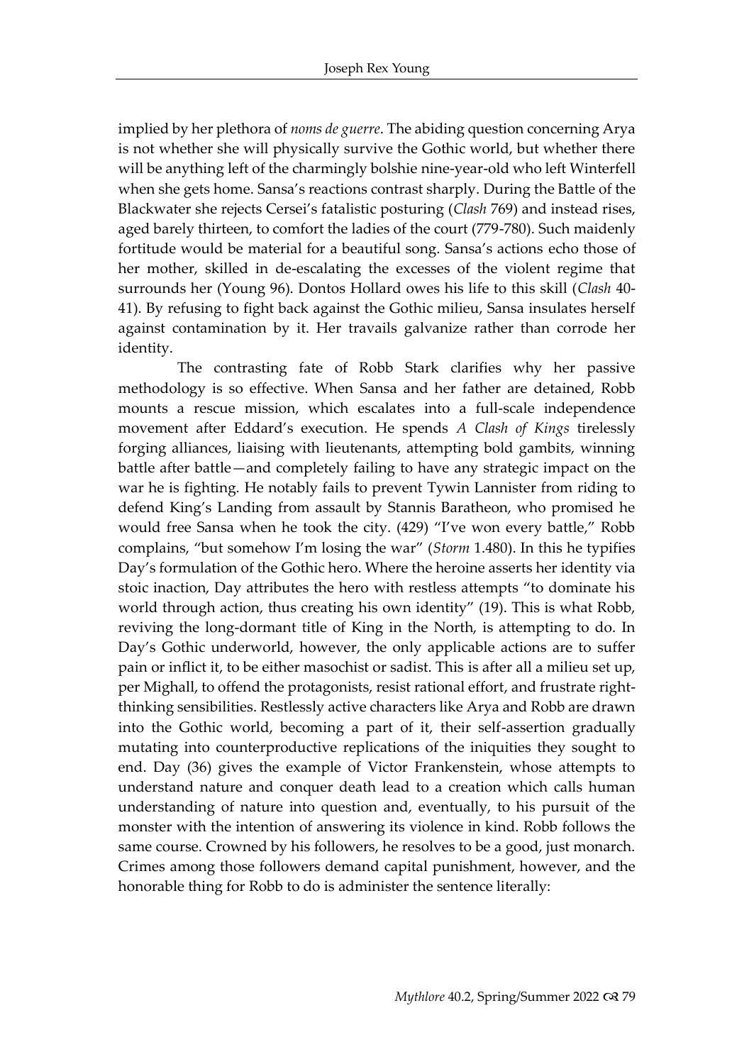implied by her plethora of *noms de guerre*. The abiding question concerning Arya is not whether she will physically survive the Gothic world, but whether there will be anything left of the charmingly bolshie nine-year-old who left Winterfell when she gets home. Sansa's reactions contrast sharply. During the Battle of the Blackwater she rejects Cersei's fatalistic posturing (*Clash* 769) and instead rises, aged barely thirteen, to comfort the ladies of the court (779-780). Such maidenly fortitude would be material for a beautiful song. Sansa's actions echo those of her mother, skilled in de-escalating the excesses of the violent regime that surrounds her (Young 96). Dontos Hollard owes his life to this skill (*Clash* 40-41). By refusing to fight back against the Gothic milieu, Sansa insulates herself against contamination by it. Her travails galvanize rather than corrode her identity.

The contrasting fate of Robb Stark clarifies why her passive methodology is so effective. When Sansa and her father are detained, Robb mounts a rescue mission, which escalates into a full-scale independence movement after Eddard's execution. He spends *A Clash of Kings* tirelessly forging alliances, liaising with lieutenants, attempting bold gambits, winning battle after battle—and completely failing to have any strategic impact on the war he is fighting. He notably fails to prevent Tywin Lannister from riding to defend King's Landing from assault by Stannis Baratheon, who promised he would free Sansa when he took the city. (429) "I've won every battle," Robb complains, "but somehow I'm losing the war" (*Storm* 1.480). In this he typifies Day's formulation of the Gothic hero. Where the heroine asserts her identity via stoic inaction, Day attributes the hero with restless attempts "to dominate his world through action, thus creating his own identity" (19). This is what Robb, reviving the long-dormant title of King in the North, is attempting to do. In Day's Gothic underworld, however, the only applicable actions are to suffer pain or inflict it, to be either masochist or sadist. This is after all a milieu set up, per Mighall, to offend the protagonists, resist rational effort, and frustrate right-thinking sensibilities. Restlessly active characters like Arya and Robb are drawn into the Gothic world, becoming a part of it, their self-assertion gradually mutating into counterproductive replications of the iniquities they sought to end. Day (36) gives the example of Victor Frankenstein, whose attempts to understand nature and conquer death lead to a creation which calls human understanding of nature into question and, eventually, to his pursuit of the monster with the intention of answering its violence in kind. Robb follows the same course. Crowned by his followers, he resolves to be a good, just monarch. Crimes among those followers demand capital punishment, however, and the honorable thing for Robb to do is administer the sentence literally: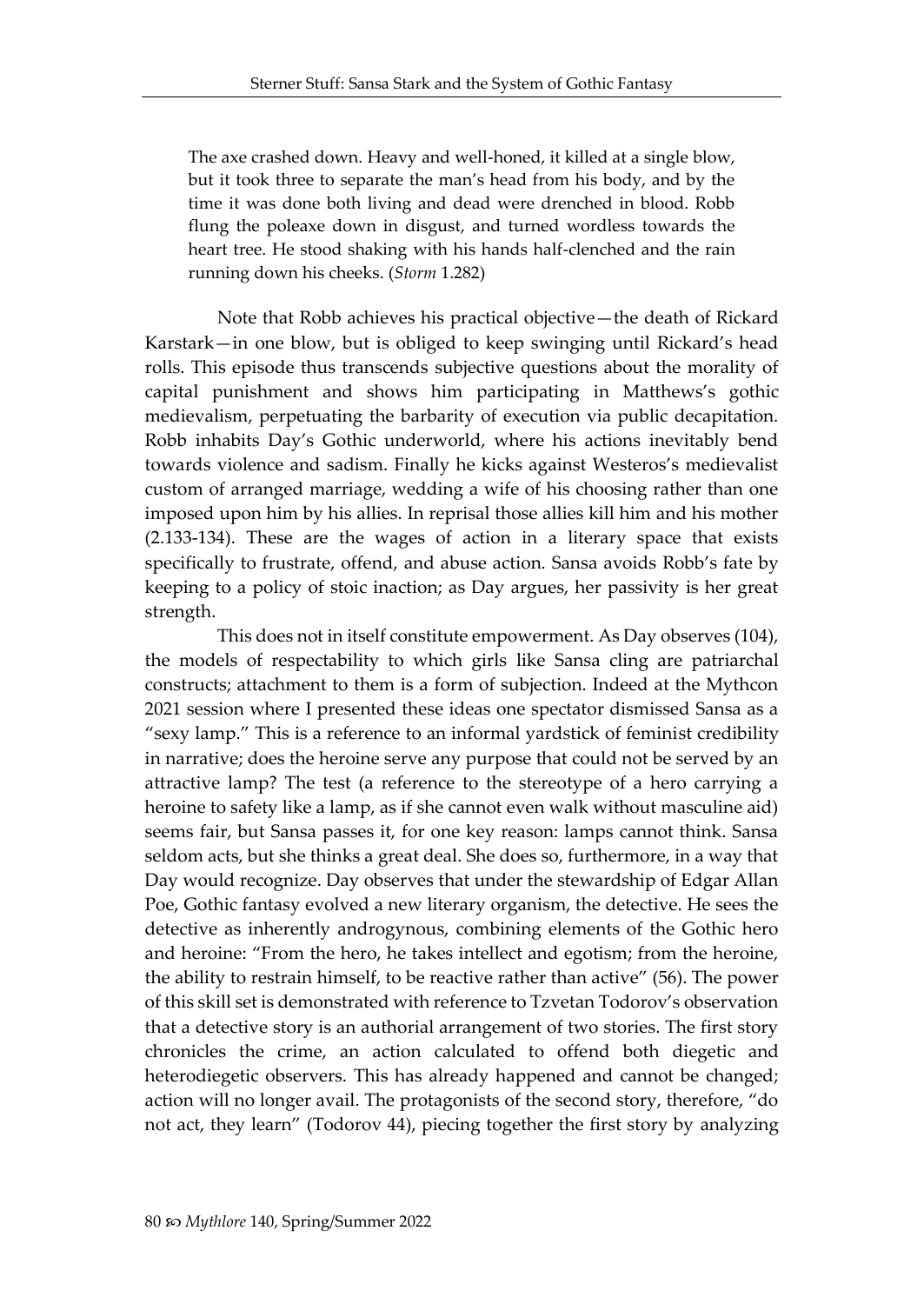> The axe crashed down. Heavy and well-honed, it killed at a single blow, but it took three to separate the man's head from his body, and by the time it was done both living and dead were drenched in blood. Robb flung the poleaxe down in disgust, and turned wordless towards the heart tree. He stood shaking with his hands half-clenched and the rain running down his cheeks. (*Storm* 1.282)

Note that Robb achieves his practical objective—the death of Rickard Karstark—in one blow, but is obliged to keep swinging until Rickard's head rolls. This episode thus transcends subjective questions about the morality of capital punishment and shows him participating in Matthews's gothic medievalism, perpetuating the barbarity of execution via public decapitation. Robb inhabits Day's Gothic underworld, where his actions inevitably bend towards violence and sadism. Finally he kicks against Westeros's medievalist custom of arranged marriage, wedding a wife of his choosing rather than one imposed upon him by his allies. In reprisal those allies kill him and his mother (2.133-134). These are the wages of action in a literary space that exists specifically to frustrate, offend, and abuse action. Sansa avoids Robb's fate by keeping to a policy of stoic inaction; as Day argues, her passivity is her great strength.

This does not in itself constitute empowerment. As Day observes (104), the models of respectability to which girls like Sansa cling are patriarchal constructs; attachment to them is a form of subjection. Indeed at the Mythcon 2021 session where I presented these ideas one spectator dismissed Sansa as a "sexy lamp." This is a reference to an informal yardstick of feminist credibility in narrative; does the heroine serve any purpose that could not be served by an attractive lamp? The test (a reference to the stereotype of a hero carrying a heroine to safety like a lamp, as if she cannot even walk without masculine aid) seems fair, but Sansa passes it, for one key reason: lamps cannot think. Sansa seldom acts, but she thinks a great deal. She does so, furthermore, in a way that Day would recognize. Day observes that under the stewardship of Edgar Allan Poe, Gothic fantasy evolved a new literary organism, the detective. He sees the detective as inherently androgynous, combining elements of the Gothic hero and heroine: "From the hero, he takes intellect and egotism; from the heroine, the ability to restrain himself, to be reactive rather than active" (56). The power of this skill set is demonstrated with reference to Tzvetan Todorov's observation that a detective story is an authorial arrangement of two stories. The first story chronicles the crime, an action calculated to offend both diegetic and heterodiegetic observers. This has already happened and cannot be changed; action will no longer avail. The protagonists of the second story, therefore, "do not act, they learn" (Todorov 44), piecing together the first story by analyzing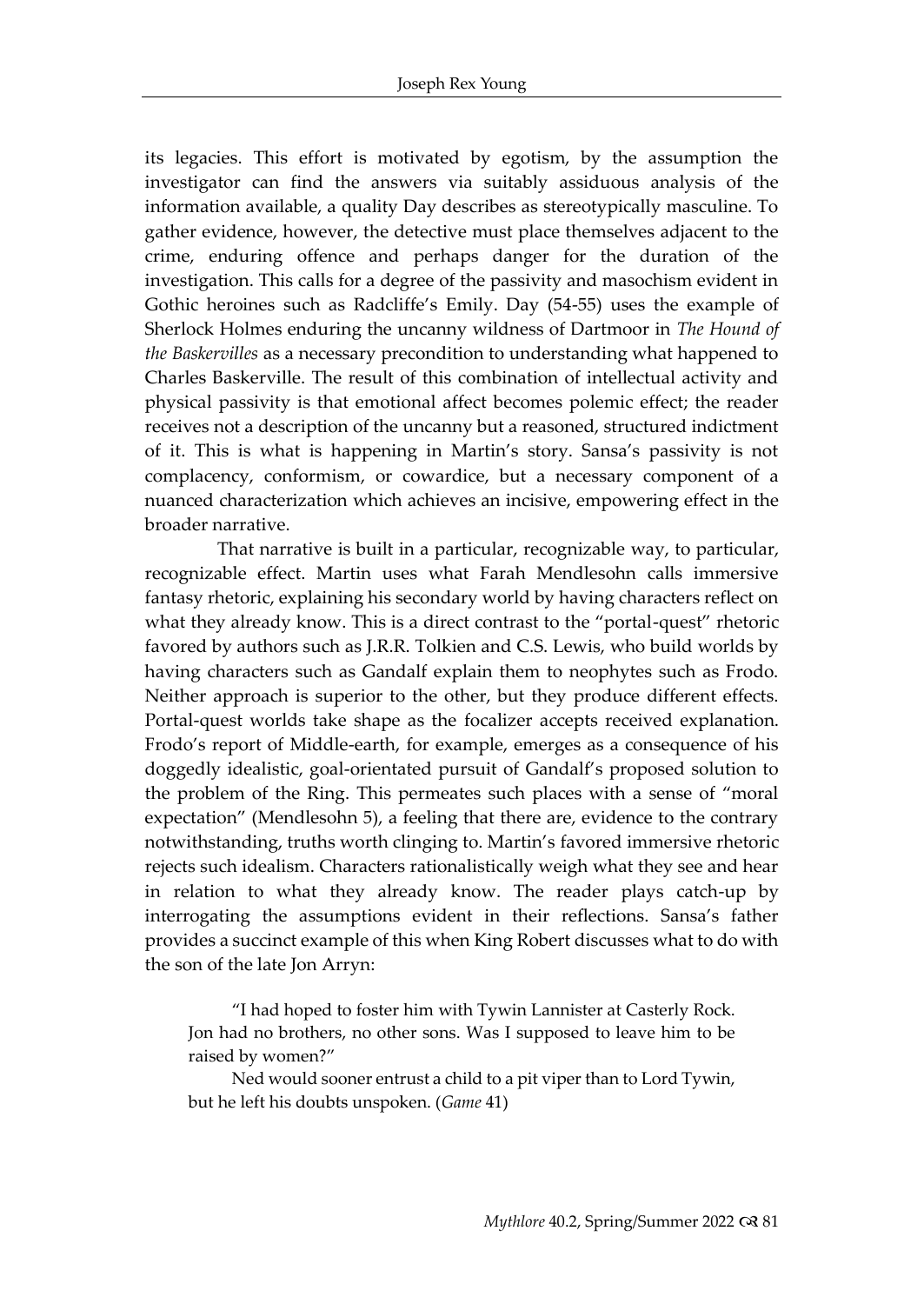its legacies. This effort is motivated by egotism, by the assumption the investigator can find the answers via suitably assiduous analysis of the information available, a quality Day describes as stereotypically masculine. To gather evidence, however, the detective must place themselves adjacent to the crime, enduring offence and perhaps danger for the duration of the investigation. This calls for a degree of the passivity and masochism evident in Gothic heroines such as Radcliffe's Emily. Day (54-55) uses the example of Sherlock Holmes enduring the uncanny wildness of Dartmoor in *The Hound of the Baskervilles* as a necessary precondition to understanding what happened to Charles Baskerville. The result of this combination of intellectual activity and physical passivity is that emotional affect becomes polemic effect; the reader receives not a description of the uncanny but a reasoned, structured indictment of it. This is what is happening in Martin's story. Sansa's passivity is not complacency, conformism, or cowardice, but a necessary component of a nuanced characterization which achieves an incisive, empowering effect in the broader narrative.

That narrative is built in a particular, recognizable way, to particular, recognizable effect. Martin uses what Farah Mendlesohn calls immersive fantasy rhetoric, explaining his secondary world by having characters reflect on what they already know. This is a direct contrast to the "portal-quest" rhetoric favored by authors such as J.R.R. Tolkien and C.S. Lewis, who build worlds by having characters such as Gandalf explain them to neophytes such as Frodo. Neither approach is superior to the other, but they produce different effects. Portal-quest worlds take shape as the focalizer accepts received explanation. Frodo's report of Middle-earth, for example, emerges as a consequence of his doggedly idealistic, goal-orientated pursuit of Gandalf's proposed solution to the problem of the Ring. This permeates such places with a sense of "moral expectation" (Mendlesohn 5), a feeling that there are, evidence to the contrary notwithstanding, truths worth clinging to. Martin's favored immersive rhetoric rejects such idealism. Characters rationalistically weigh what they see and hear in relation to what they already know. The reader plays catch-up by interrogating the assumptions evident in their reflections. Sansa's father provides a succinct example of this when King Robert discusses what to do with the son of the late Jon Arryn:

> "I had hoped to foster him with Tywin Lannister at Casterly Rock. Jon had no brothers, no other sons. Was I supposed to leave him to be raised by women?"
>
> Ned would sooner entrust a child to a pit viper than to Lord Tywin, but he left his doubts unspoken. (*Game* 41)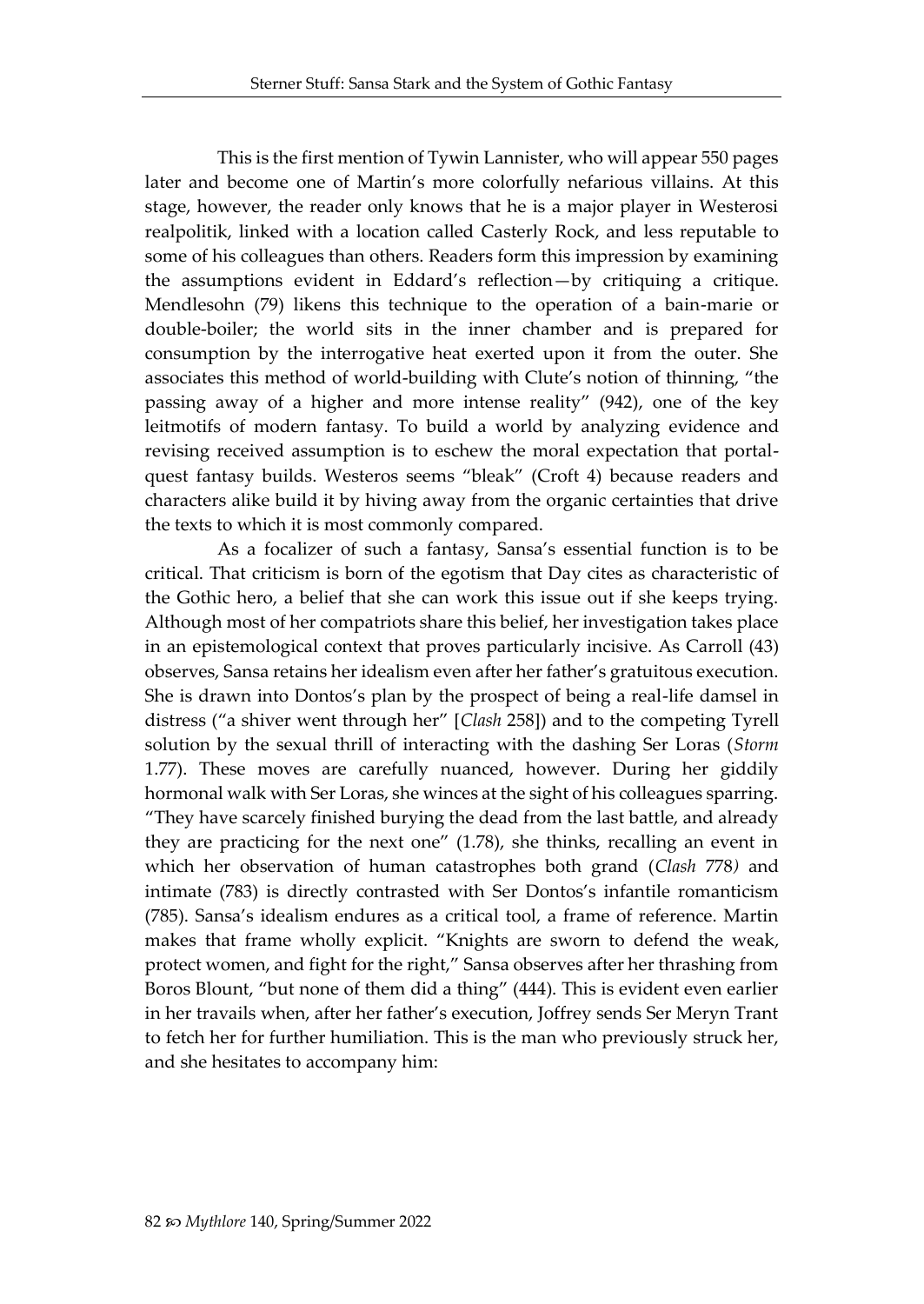This is the first mention of Tywin Lannister, who will appear 550 pages later and become one of Martin's more colorfully nefarious villains. At this stage, however, the reader only knows that he is a major player in Westerosi realpolitik, linked with a location called Casterly Rock, and less reputable to some of his colleagues than others. Readers form this impression by examining the assumptions evident in Eddard's reflection—by critiquing a critique. Mendlesohn (79) likens this technique to the operation of a bain-marie or double-boiler; the world sits in the inner chamber and is prepared for consumption by the interrogative heat exerted upon it from the outer. She associates this method of world-building with Clute's notion of thinning, "the passing away of a higher and more intense reality" (942), one of the key leitmotifs of modern fantasy. To build a world by analyzing evidence and revising received assumption is to eschew the moral expectation that portal-quest fantasy builds. Westeros seems "bleak" (Croft 4) because readers and characters alike build it by hiving away from the organic certainties that drive the texts to which it is most commonly compared.

As a focalizer of such a fantasy, Sansa's essential function is to be critical. That criticism is born of the egotism that Day cites as characteristic of the Gothic hero, a belief that she can work this issue out if she keeps trying. Although most of her compatriots share this belief, her investigation takes place in an epistemological context that proves particularly incisive. As Carroll (43) observes, Sansa retains her idealism even after her father's gratuitous execution. She is drawn into Dontos's plan by the prospect of being a real-life damsel in distress ("a shiver went through her" [*Clash* 258]) and to the competing Tyrell solution by the sexual thrill of interacting with the dashing Ser Loras (*Storm* 1.77). These moves are carefully nuanced, however. During her giddily hormonal walk with Ser Loras, she winces at the sight of his colleagues sparring. "They have scarcely finished burying the dead from the last battle, and already they are practicing for the next one" (1.78), she thinks, recalling an event in which her observation of human catastrophes both grand (*Clash* 778) and intimate (783) is directly contrasted with Ser Dontos's infantile romanticism (785). Sansa's idealism endures as a critical tool, a frame of reference. Martin makes that frame wholly explicit. "Knights are sworn to defend the weak, protect women, and fight for the right," Sansa observes after her thrashing from Boros Blount, "but none of them did a thing" (444). This is evident even earlier in her travails when, after her father's execution, Joffrey sends Ser Meryn Trant to fetch her for further humiliation. This is the man who previously struck her, and she hesitates to accompany him: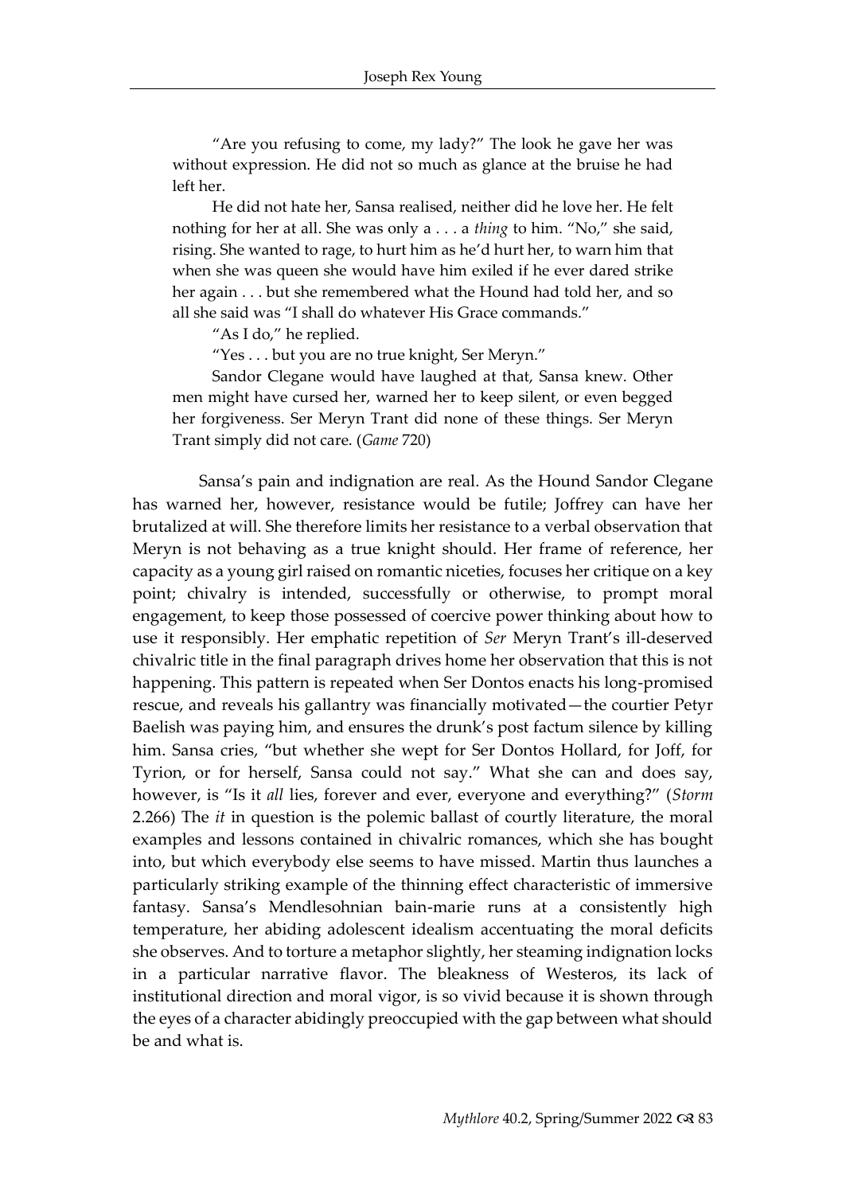> "Are you refusing to come, my lady?" The look he gave her was without expression. He did not so much as glance at the bruise he had left her.
>
> He did not hate her, Sansa realised, neither did he love her. He felt nothing for her at all. She was only a . . . a *thing* to him. "No," she said, rising. She wanted to rage, to hurt him as he'd hurt her, to warn him that when she was queen she would have him exiled if he ever dared strike her again . . . but she remembered what the Hound had told her, and so all she said was "I shall do whatever His Grace commands."
>
> "As I do," he replied.
>
> "Yes . . . but you are no true knight, Ser Meryn."
>
> Sandor Clegane would have laughed at that, Sansa knew. Other men might have cursed her, warned her to keep silent, or even begged her forgiveness. Ser Meryn Trant did none of these things. Ser Meryn Trant simply did not care. (*Game* 720)

Sansa's pain and indignation are real. As the Hound Sandor Clegane has warned her, however, resistance would be futile; Joffrey can have her brutalized at will. She therefore limits her resistance to a verbal observation that Meryn is not behaving as a true knight should. Her frame of reference, her capacity as a young girl raised on romantic niceties, focuses her critique on a key point; chivalry is intended, successfully or otherwise, to prompt moral engagement, to keep those possessed of coercive power thinking about how to use it responsibly. Her emphatic repetition of *Ser* Meryn Trant's ill-deserved chivalric title in the final paragraph drives home her observation that this is not happening. This pattern is repeated when Ser Dontos enacts his long-promised rescue, and reveals his gallantry was financially motivated—the courtier Petyr Baelish was paying him, and ensures the drunk's post factum silence by killing him. Sansa cries, "but whether she wept for Ser Dontos Hollard, for Joff, for Tyrion, or for herself, Sansa could not say." What she can and does say, however, is "Is it *all* lies, forever and ever, everyone and everything?" (*Storm* 2.266) The *it* in question is the polemic ballast of courtly literature, the moral examples and lessons contained in chivalric romances, which she has bought into, but which everybody else seems to have missed. Martin thus launches a particularly striking example of the thinning effect characteristic of immersive fantasy. Sansa's Mendlesohnian bain-marie runs at a consistently high temperature, her abiding adolescent idealism accentuating the moral deficits she observes. And to torture a metaphor slightly, her steaming indignation locks in a particular narrative flavor. The bleakness of Westeros, its lack of institutional direction and moral vigor, is so vivid because it is shown through the eyes of a character abidingly preoccupied with the gap between what should be and what is.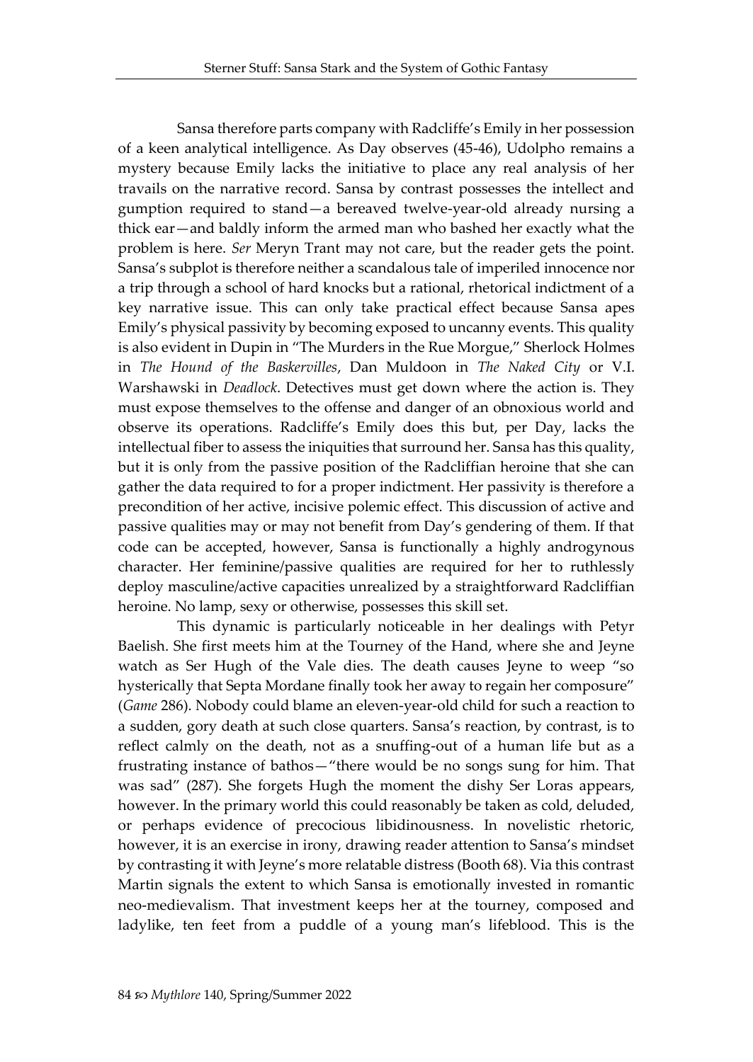Sansa therefore parts company with Radcliffe's Emily in her possession of a keen analytical intelligence. As Day observes (45-46), Udolpho remains a mystery because Emily lacks the initiative to place any real analysis of her travails on the narrative record. Sansa by contrast possesses the intellect and gumption required to stand—a bereaved twelve-year-old already nursing a thick ear—and baldly inform the armed man who bashed her exactly what the problem is here. *Ser* Meryn Trant may not care, but the reader gets the point. Sansa's subplot is therefore neither a scandalous tale of imperiled innocence nor a trip through a school of hard knocks but a rational, rhetorical indictment of a key narrative issue. This can only take practical effect because Sansa apes Emily's physical passivity by becoming exposed to uncanny events. This quality is also evident in Dupin in "The Murders in the Rue Morgue," Sherlock Holmes in *The Hound of the Baskervilles*, Dan Muldoon in *The Naked City* or V.I. Warshawski in *Deadlock*. Detectives must get down where the action is. They must expose themselves to the offense and danger of an obnoxious world and observe its operations. Radcliffe's Emily does this but, per Day, lacks the intellectual fiber to assess the iniquities that surround her. Sansa has this quality, but it is only from the passive position of the Radcliffian heroine that she can gather the data required to for a proper indictment. Her passivity is therefore a precondition of her active, incisive polemic effect. This discussion of active and passive qualities may or may not benefit from Day's gendering of them. If that code can be accepted, however, Sansa is functionally a highly androgynous character. Her feminine/passive qualities are required for her to ruthlessly deploy masculine/active capacities unrealized by a straightforward Radcliffian heroine. No lamp, sexy or otherwise, possesses this skill set.

This dynamic is particularly noticeable in her dealings with Petyr Baelish. She first meets him at the Tourney of the Hand, where she and Jeyne watch as Ser Hugh of the Vale dies. The death causes Jeyne to weep "so hysterically that Septa Mordane finally took her away to regain her composure" (*Game* 286). Nobody could blame an eleven-year-old child for such a reaction to a sudden, gory death at such close quarters. Sansa's reaction, by contrast, is to reflect calmly on the death, not as a snuffing-out of a human life but as a frustrating instance of bathos—"there would be no songs sung for him. That was sad" (287). She forgets Hugh the moment the dishy Ser Loras appears, however. In the primary world this could reasonably be taken as cold, deluded, or perhaps evidence of precocious libidinousness. In novelistic rhetoric, however, it is an exercise in irony, drawing reader attention to Sansa's mindset by contrasting it with Jeyne's more relatable distress (Booth 68). Via this contrast Martin signals the extent to which Sansa is emotionally invested in romantic neo-medievalism. That investment keeps her at the tourney, composed and ladylike, ten feet from a puddle of a young man's lifeblood. This is the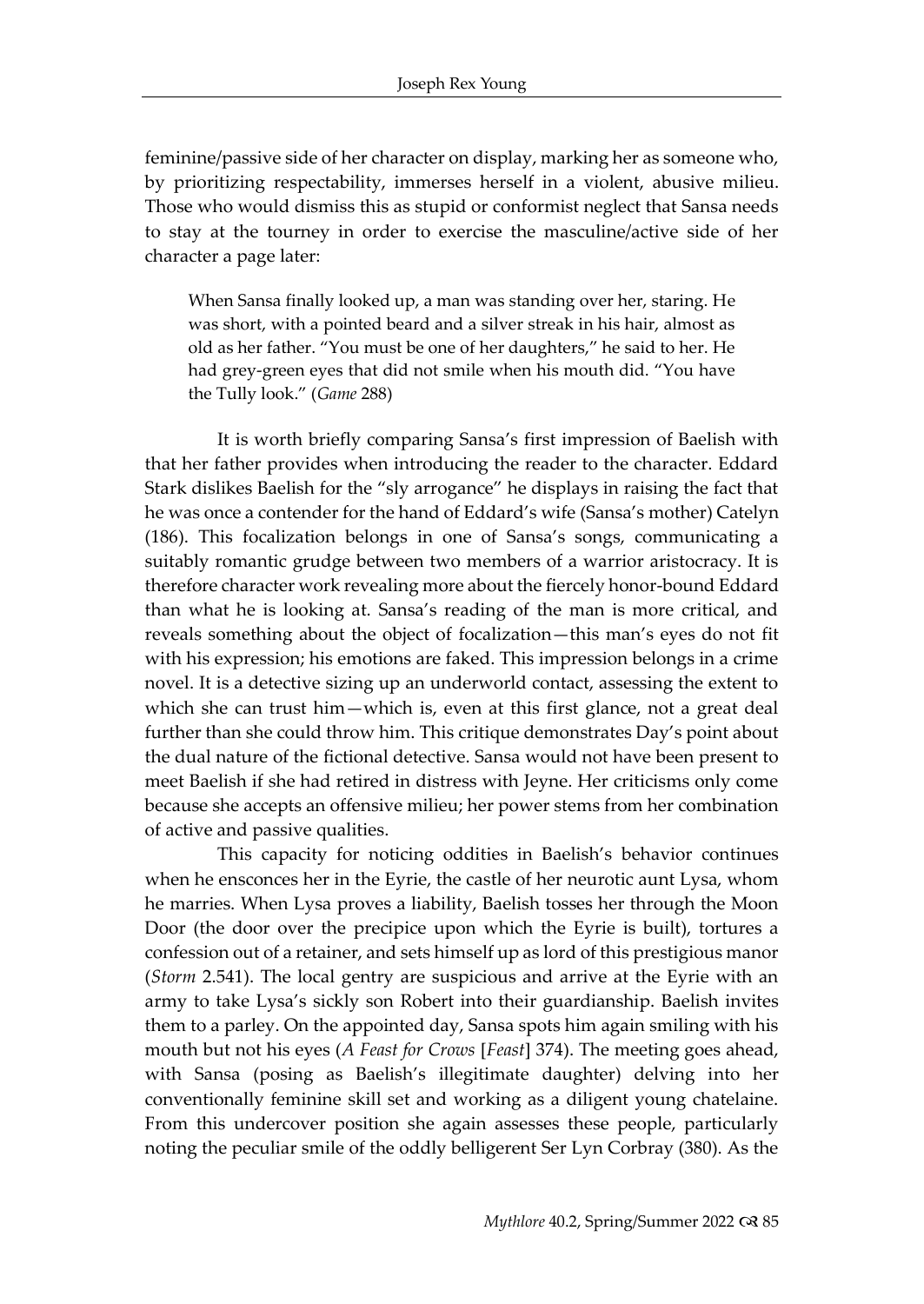feminine/passive side of her character on display, marking her as someone who, by prioritizing respectability, immerses herself in a violent, abusive milieu. Those who would dismiss this as stupid or conformist neglect that Sansa needs to stay at the tourney in order to exercise the masculine/active side of her character a page later:

> When Sansa finally looked up, a man was standing over her, staring. He was short, with a pointed beard and a silver streak in his hair, almost as old as her father. "You must be one of her daughters," he said to her. He had grey-green eyes that did not smile when his mouth did. "You have the Tully look." (*Game* 288)

It is worth briefly comparing Sansa's first impression of Baelish with that her father provides when introducing the reader to the character. Eddard Stark dislikes Baelish for the "sly arrogance" he displays in raising the fact that he was once a contender for the hand of Eddard's wife (Sansa's mother) Catelyn (186). This focalization belongs in one of Sansa's songs, communicating a suitably romantic grudge between two members of a warrior aristocracy. It is therefore character work revealing more about the fiercely honor-bound Eddard than what he is looking at. Sansa's reading of the man is more critical, and reveals something about the object of focalization—this man's eyes do not fit with his expression; his emotions are faked. This impression belongs in a crime novel. It is a detective sizing up an underworld contact, assessing the extent to which she can trust him—which is, even at this first glance, not a great deal further than she could throw him. This critique demonstrates Day's point about the dual nature of the fictional detective. Sansa would not have been present to meet Baelish if she had retired in distress with Jeyne. Her criticisms only come because she accepts an offensive milieu; her power stems from her combination of active and passive qualities.

This capacity for noticing oddities in Baelish's behavior continues when he ensconces her in the Eyrie, the castle of her neurotic aunt Lysa, whom he marries. When Lysa proves a liability, Baelish tosses her through the Moon Door (the door over the precipice upon which the Eyrie is built), tortures a confession out of a retainer, and sets himself up as lord of this prestigious manor (*Storm* 2.541). The local gentry are suspicious and arrive at the Eyrie with an army to take Lysa's sickly son Robert into their guardianship. Baelish invites them to a parley. On the appointed day, Sansa spots him again smiling with his mouth but not his eyes (*A Feast for Crows* [*Feast*] 374). The meeting goes ahead, with Sansa (posing as Baelish's illegitimate daughter) delving into her conventionally feminine skill set and working as a diligent young chatelaine. From this undercover position she again assesses these people, particularly noting the peculiar smile of the oddly belligerent Ser Lyn Corbray (380). As the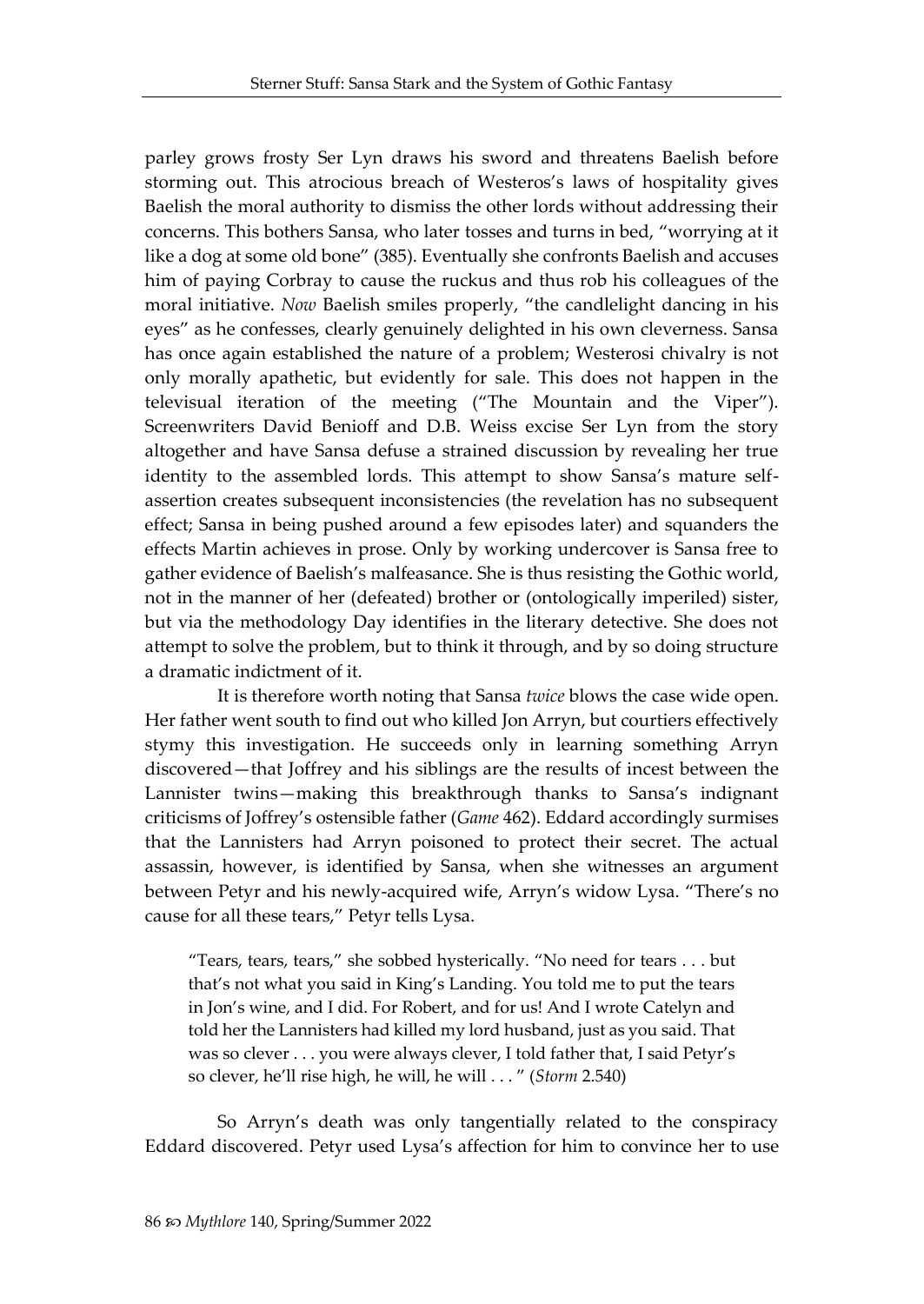parley grows frosty Ser Lyn draws his sword and threatens Baelish before storming out. This atrocious breach of Westeros's laws of hospitality gives Baelish the moral authority to dismiss the other lords without addressing their concerns. This bothers Sansa, who later tosses and turns in bed, "worrying at it like a dog at some old bone" (385). Eventually she confronts Baelish and accuses him of paying Corbray to cause the ruckus and thus rob his colleagues of the moral initiative. *Now* Baelish smiles properly, "the candlelight dancing in his eyes" as he confesses, clearly genuinely delighted in his own cleverness. Sansa has once again established the nature of a problem; Westerosi chivalry is not only morally apathetic, but evidently for sale. This does not happen in the televisual iteration of the meeting ("The Mountain and the Viper"). Screenwriters David Benioff and D.B. Weiss excise Ser Lyn from the story altogether and have Sansa defuse a strained discussion by revealing her true identity to the assembled lords. This attempt to show Sansa's mature self-assertion creates subsequent inconsistencies (the revelation has no subsequent effect; Sansa in being pushed around a few episodes later) and squanders the effects Martin achieves in prose. Only by working undercover is Sansa free to gather evidence of Baelish's malfeasance. She is thus resisting the Gothic world, not in the manner of her (defeated) brother or (ontologically imperiled) sister, but via the methodology Day identifies in the literary detective. She does not attempt to solve the problem, but to think it through, and by so doing structure a dramatic indictment of it.

It is therefore worth noting that Sansa *twice* blows the case wide open. Her father went south to find out who killed Jon Arryn, but courtiers effectively stymy this investigation. He succeeds only in learning something Arryn discovered—that Joffrey and his siblings are the results of incest between the Lannister twins—making this breakthrough thanks to Sansa's indignant criticisms of Joffrey's ostensible father (*Game* 462). Eddard accordingly surmises that the Lannisters had Arryn poisoned to protect their secret. The actual assassin, however, is identified by Sansa, when she witnesses an argument between Petyr and his newly-acquired wife, Arryn's widow Lysa. "There's no cause for all these tears," Petyr tells Lysa.

> "Tears, tears, tears," she sobbed hysterically. "No need for tears . . . but that's not what you said in King's Landing. You told me to put the tears in Jon's wine, and I did. For Robert, and for us! And I wrote Catelyn and told her the Lannisters had killed my lord husband, just as you said. That was so clever . . . you were always clever, I told father that, I said Petyr's so clever, he'll rise high, he will, he will . . . " (*Storm* 2.540)

So Arryn's death was only tangentially related to the conspiracy Eddard discovered. Petyr used Lysa's affection for him to convince her to use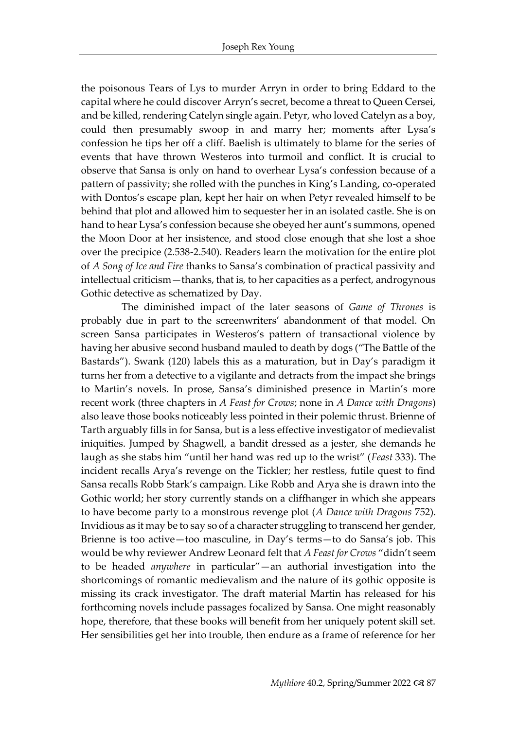the poisonous Tears of Lys to murder Arryn in order to bring Eddard to the capital where he could discover Arryn's secret, become a threat to Queen Cersei, and be killed, rendering Catelyn single again. Petyr, who loved Catelyn as a boy, could then presumably swoop in and marry her; moments after Lysa's confession he tips her off a cliff. Baelish is ultimately to blame for the series of events that have thrown Westeros into turmoil and conflict. It is crucial to observe that Sansa is only on hand to overhear Lysa's confession because of a pattern of passivity; she rolled with the punches in King's Landing, co-operated with Dontos's escape plan, kept her hair on when Petyr revealed himself to be behind that plot and allowed him to sequester her in an isolated castle. She is on hand to hear Lysa's confession because she obeyed her aunt's summons, opened the Moon Door at her insistence, and stood close enough that she lost a shoe over the precipice (2.538-2.540). Readers learn the motivation for the entire plot of *A Song of Ice and Fire* thanks to Sansa's combination of practical passivity and intellectual criticism—thanks, that is, to her capacities as a perfect, androgynous Gothic detective as schematized by Day.

The diminished impact of the later seasons of *Game of Thrones* is probably due in part to the screenwriters' abandonment of that model. On screen Sansa participates in Westeros's pattern of transactional violence by having her abusive second husband mauled to death by dogs ("The Battle of the Bastards"). Swank (120) labels this as a maturation, but in Day's paradigm it turns her from a detective to a vigilante and detracts from the impact she brings to Martin's novels. In prose, Sansa's diminished presence in Martin's more recent work (three chapters in *A Feast for Crows*; none in *A Dance with Dragons*) also leave those books noticeably less pointed in their polemic thrust. Brienne of Tarth arguably fills in for Sansa, but is a less effective investigator of medievalist iniquities. Jumped by Shagwell, a bandit dressed as a jester, she demands he laugh as she stabs him "until her hand was red up to the wrist" (*Feast* 333). The incident recalls Arya's revenge on the Tickler; her restless, futile quest to find Sansa recalls Robb Stark's campaign. Like Robb and Arya she is drawn into the Gothic world; her story currently stands on a cliffhanger in which she appears to have become party to a monstrous revenge plot (*A Dance with Dragons* 752). Invidious as it may be to say so of a character struggling to transcend her gender, Brienne is too active—too masculine, in Day's terms—to do Sansa's job. This would be why reviewer Andrew Leonard felt that *A Feast for Crows* "didn't seem to be headed *anywhere* in particular"—an authorial investigation into the shortcomings of romantic medievalism and the nature of its gothic opposite is missing its crack investigator. The draft material Martin has released for his forthcoming novels include passages focalized by Sansa. One might reasonably hope, therefore, that these books will benefit from her uniquely potent skill set. Her sensibilities get her into trouble, then endure as a frame of reference for her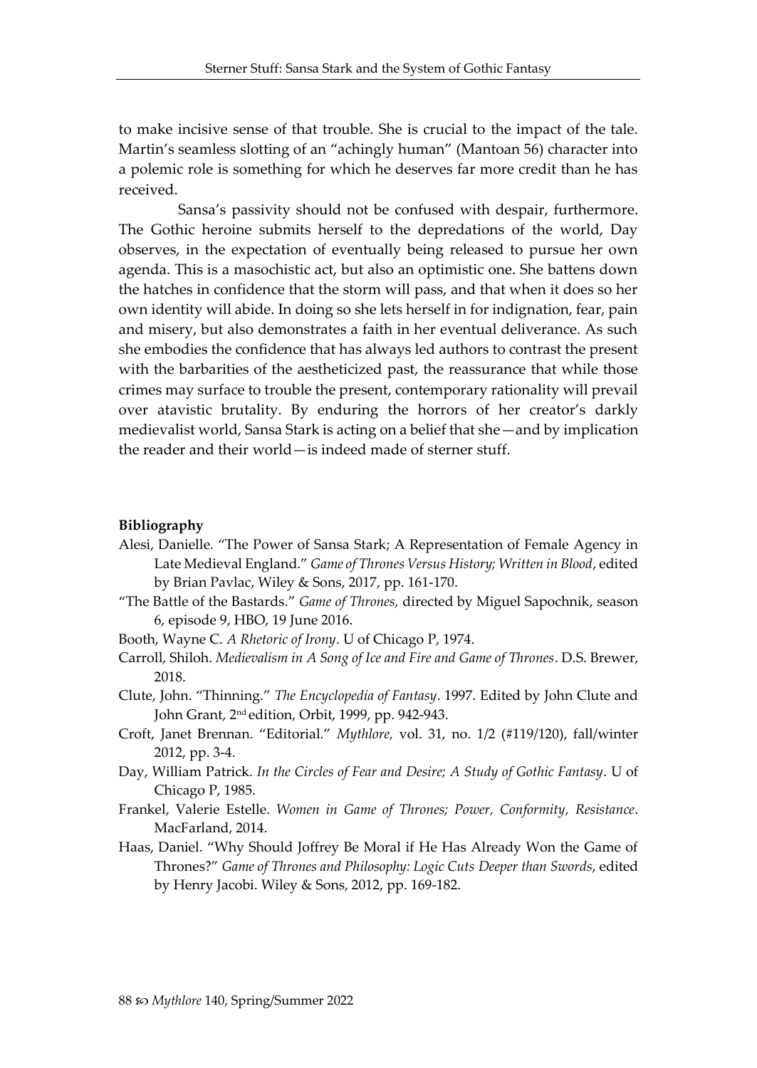to make incisive sense of that trouble. She is crucial to the impact of the tale. Martin's seamless slotting of an "achingly human" (Mantoan 56) character into a polemic role is something for which he deserves far more credit than he has received.

Sansa's passivity should not be confused with despair, furthermore. The Gothic heroine submits herself to the depredations of the world, Day observes, in the expectation of eventually being released to pursue her own agenda. This is a masochistic act, but also an optimistic one. She battens down the hatches in confidence that the storm will pass, and that when it does so her own identity will abide. In doing so she lets herself in for indignation, fear, pain and misery, but also demonstrates a faith in her eventual deliverance. As such she embodies the confidence that has always led authors to contrast the present with the barbarities of the aestheticized past, the reassurance that while those crimes may surface to trouble the present, contemporary rationality will prevail over atavistic brutality. By enduring the horrors of her creator's darkly medievalist world, Sansa Stark is acting on a belief that she—and by implication the reader and their world—is indeed made of sterner stuff.

**Bibliography**

Alesi, Danielle. "The Power of Sansa Stark; A Representation of Female Agency in Late Medieval England." *Game of Thrones Versus History; Written in Blood*, edited by Brian Pavlac, Wiley & Sons, 2017, pp. 161-170.

"The Battle of the Bastards." *Game of Thrones,* directed by Miguel Sapochnik, season 6, episode 9, HBO, 19 June 2016.

Booth, Wayne C. *A Rhetoric of Irony*. U of Chicago P, 1974.

Carroll, Shiloh. *Medievalism in A Song of Ice and Fire and Game of Thrones*. D.S. Brewer, 2018.

Clute, John. "Thinning." *The Encyclopedia of Fantasy*. 1997. Edited by John Clute and John Grant, 2nd edition, Orbit, 1999, pp. 942-943.

Croft, Janet Brennan. "Editorial." *Mythlore,* vol. 31, no. 1/2 (#119/120), fall/winter 2012, pp. 3-4.

Day, William Patrick. *In the Circles of Fear and Desire; A Study of Gothic Fantasy*. U of Chicago P, 1985.

Frankel, Valerie Estelle. *Women in Game of Thrones; Power, Conformity, Resistance*. MacFarland, 2014.

Haas, Daniel. "Why Should Joffrey Be Moral if He Has Already Won the Game of Thrones?" *Game of Thrones and Philosophy: Logic Cuts Deeper than Swords*, edited by Henry Jacobi. Wiley & Sons, 2012, pp. 169-182.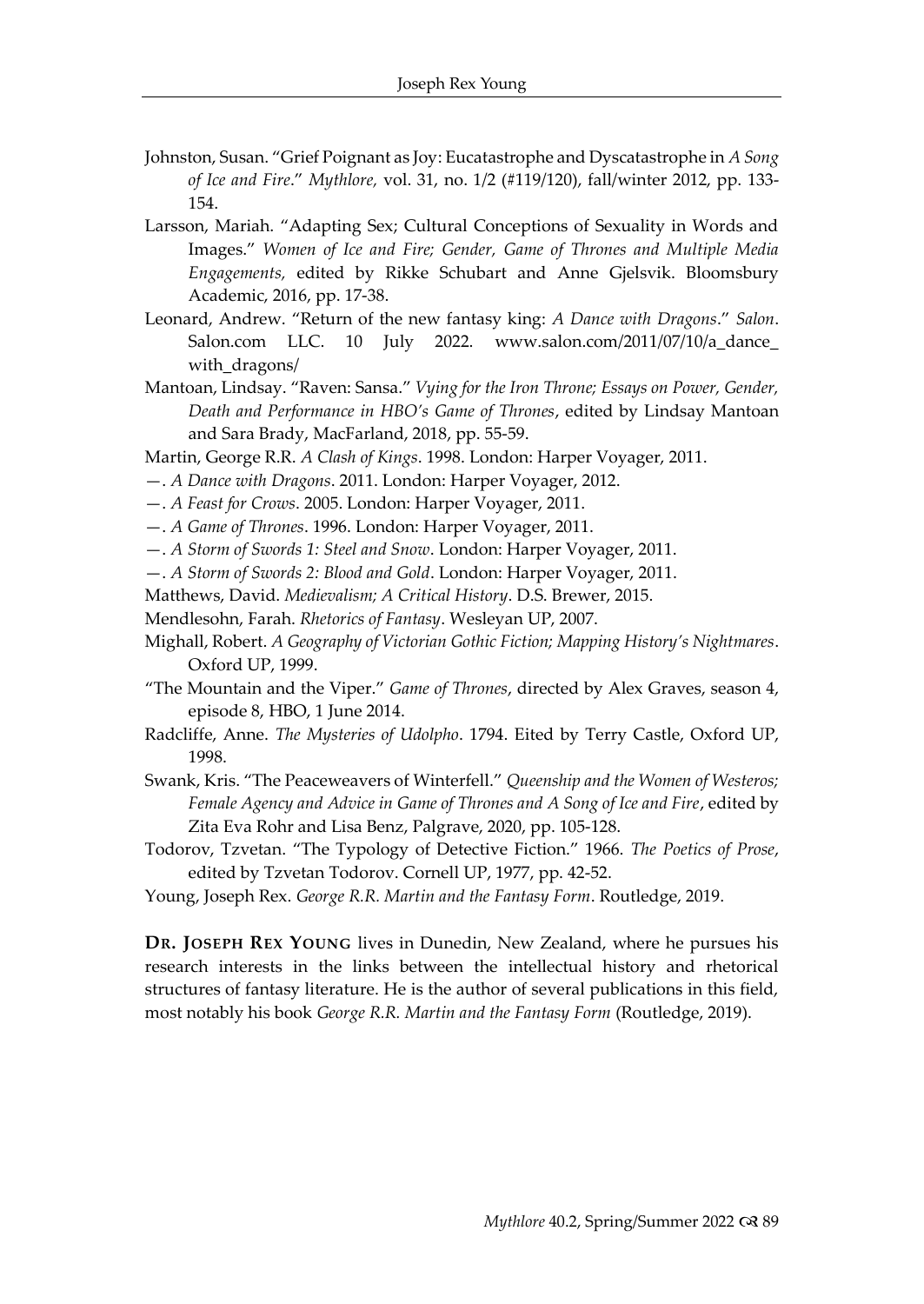Johnston, Susan. "Grief Poignant as Joy: Eucatastrophe and Dyscatastrophe in *A Song of Ice and Fire*." *Mythlore,* vol. 31, no. 1/2 (#119/120), fall/winter 2012, pp. 133-154.

Larsson, Mariah. "Adapting Sex; Cultural Conceptions of Sexuality in Words and Images." *Women of Ice and Fire; Gender, Game of Thrones and Multiple Media Engagements,* edited by Rikke Schubart and Anne Gjelsvik. Bloomsbury Academic, 2016, pp. 17-38.

Leonard, Andrew. "Return of the new fantasy king: *A Dance with Dragons*." *Salon*. Salon.com LLC. 10 July 2022. www.salon.com/2011/07/10/a_dance_with_dragons/

Mantoan, Lindsay. "Raven: Sansa." *Vying for the Iron Throne; Essays on Power, Gender, Death and Performance in HBO's Game of Thrones*, edited by Lindsay Mantoan and Sara Brady, MacFarland, 2018, pp. 55-59.

Martin, George R.R. *A Clash of Kings*. 1998. London: Harper Voyager, 2011.

—. *A Dance with Dragons*. 2011. London: Harper Voyager, 2012.

—. *A Feast for Crows*. 2005. London: Harper Voyager, 2011.

—. *A Game of Thrones*. 1996. London: Harper Voyager, 2011.

—. *A Storm of Swords 1: Steel and Snow*. London: Harper Voyager, 2011.

—. *A Storm of Swords 2: Blood and Gold*. London: Harper Voyager, 2011.

Matthews, David. *Medievalism; A Critical History*. D.S. Brewer, 2015.

Mendlesohn, Farah. *Rhetorics of Fantasy*. Wesleyan UP, 2007.

Mighall, Robert. *A Geography of Victorian Gothic Fiction; Mapping History's Nightmares*. Oxford UP, 1999.

"The Mountain and the Viper." *Game of Thrones*, directed by Alex Graves, season 4, episode 8, HBO, 1 June 2014.

Radcliffe, Anne. *The Mysteries of Udolpho*. 1794. Eited by Terry Castle, Oxford UP, 1998.

Swank, Kris. "The Peaceweavers of Winterfell." *Queenship and the Women of Westeros; Female Agency and Advice in Game of Thrones and A Song of Ice and Fire*, edited by Zita Eva Rohr and Lisa Benz, Palgrave, 2020, pp. 105-128.

Todorov, Tzvetan. "The Typology of Detective Fiction." 1966. *The Poetics of Prose*, edited by Tzvetan Todorov. Cornell UP, 1977, pp. 42-52.

Young, Joseph Rex. *George R.R. Martin and the Fantasy Form*. Routledge, 2019.

**DR. JOSEPH REX YOUNG** lives in Dunedin, New Zealand, where he pursues his research interests in the links between the intellectual history and rhetorical structures of fantasy literature. He is the author of several publications in this field, most notably his book *George R.R. Martin and the Fantasy Form* (Routledge, 2019).